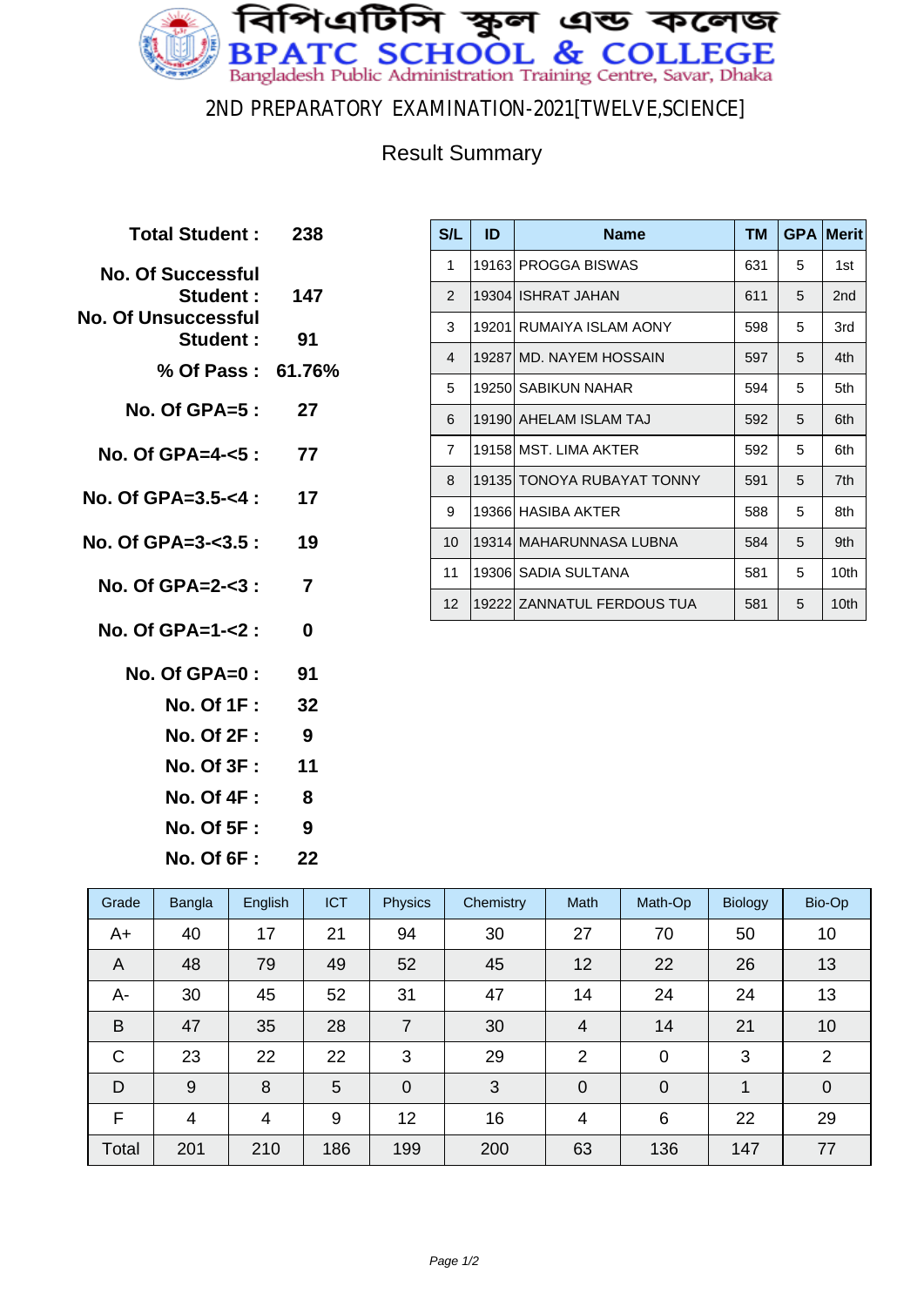# বিপিএটিসি স্কুল এন্ড কলেজ

# BPATC SCHOOL & COLLEGE

Bangladesh Public Administration Training Centre, Savar, Dhaka

## 2ND PREPARATORY EXAMINATION-2021[TWELVE,SCIENCE]

### Result Summary

**Total Student :** 238

**No. Of Successful Student :** 147

**No. Of Unsuccessful Student :** 91

**% Of Pass :** 61.76%

**No. Of GPA=5 :** 27

**No. Of GPA=4-<5 :** 77

**No. Of GPA=3.5-<4 :** 17

**No. Of GPA=3-<3.5 :** 19

**No. Of GPA=2-<3 :** 7

**No. Of GPA=1-<2 :** 0

**No. Of GPA=0 :** 91

**No. Of 1F :** 32

**No. Of 2F :** 9

**No. Of 3F :** 11

**No. Of 4F :** 8

**No. Of 5F :** 9

**No. Of 6F :** 22

| S/L | ID | Name | TM | GPA | Merit |
|---|---|---|---|---|---|
| 1 | 19163 | PROGGA BISWAS | 631 | 5 | 1st |
| 2 | 19304 | ISHRAT JAHAN | 611 | 5 | 2nd |
| 3 | 19201 | RUMAIYA ISLAM AONY | 598 | 5 | 3rd |
| 4 | 19287 | MD. NAYEM HOSSAIN | 597 | 5 | 4th |
| 5 | 19250 | SABIKUN NAHAR | 594 | 5 | 5th |
| 6 | 19190 | AHELAM ISLAM TAJ | 592 | 5 | 6th |
| 7 | 19158 | MST. LIMA AKTER | 592 | 5 | 6th |
| 8 | 19135 | TONOYA RUBAYAT TONNY | 591 | 5 | 7th |
| 9 | 19366 | HASIBA AKTER | 588 | 5 | 8th |
| 10 | 19314 | MAHARUNNASA LUBNA | 584 | 5 | 9th |
| 11 | 19306 | SADIA SULTANA | 581 | 5 | 10th |
| 12 | 19222 | ZANNATUL FERDOUS TUA | 581 | 5 | 10th |

| Grade | Bangla | English | ICT | Physics | Chemistry | Math | Math-Op | Biology | Bio-Op |
|---|---|---|---|---|---|---|---|---|---|
| A+ | 40 | 17 | 21 | 94 | 30 | 27 | 70 | 50 | 10 |
| A | 48 | 79 | 49 | 52 | 45 | 12 | 22 | 26 | 13 |
| A- | 30 | 45 | 52 | 31 | 47 | 14 | 24 | 24 | 13 |
| B | 47 | 35 | 28 | 7 | 30 | 4 | 14 | 21 | 10 |
| C | 23 | 22 | 22 | 3 | 29 | 2 | 0 | 3 | 2 |
| D | 9 | 8 | 5 | 0 | 3 | 0 | 0 | 1 | 0 |
| F | 4 | 4 | 9 | 12 | 16 | 4 | 6 | 22 | 29 |
| Total | 201 | 210 | 186 | 199 | 200 | 63 | 136 | 147 | 77 |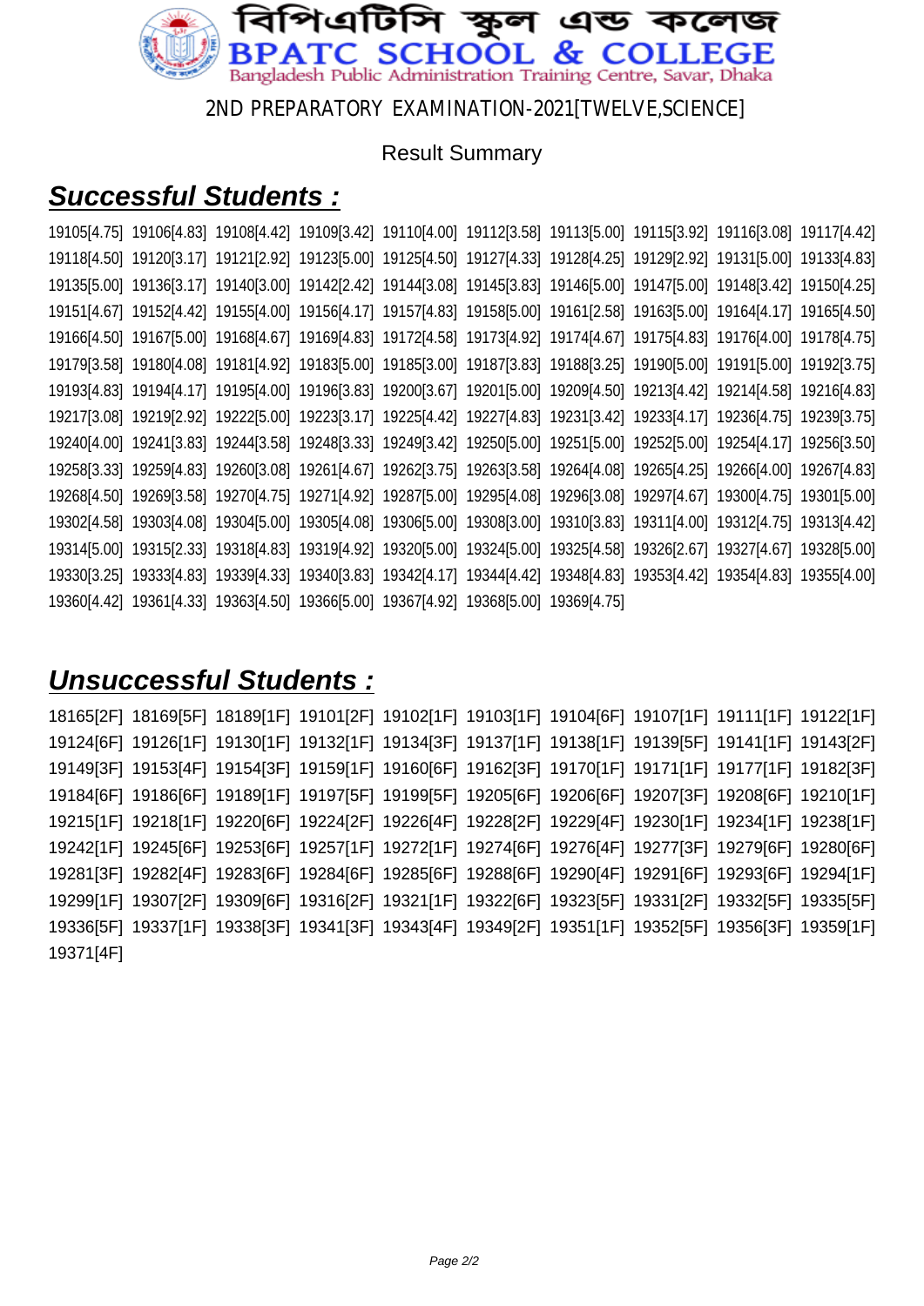বিপিএটিসি স্কুল এন্ড কলেজ

BPATC SCHOOL & COLLEGE

Bangladesh Public Administration Training Centre, Savar, Dhaka

2ND PREPARATORY EXAMINATION-2021[TWELVE,SCIENCE]

Result Summary

## Successful Students :

19105[4.75] 19106[4.83] 19108[4.42] 19109[3.42] 19110[4.00] 19112[3.58] 19113[5.00] 19115[3.92] 19116[3.08] 19117[4.42] 19118[4.50] 19120[3.17] 19121[2.92] 19123[5.00] 19125[4.50] 19127[4.33] 19128[4.25] 19129[2.92] 19131[5.00] 19133[4.83] 19135[5.00] 19136[3.17] 19140[3.00] 19142[2.42] 19144[3.08] 19145[3.83] 19146[5.00] 19147[5.00] 19148[3.42] 19150[4.25] 19151[4.67] 19152[4.42] 19155[4.00] 19156[4.17] 19157[4.83] 19158[5.00] 19161[2.58] 19163[5.00] 19164[4.17] 19165[4.50] 19166[4.50] 19167[5.00] 19168[4.67] 19169[4.83] 19172[4.58] 19173[4.92] 19174[4.67] 19175[4.83] 19176[4.00] 19178[4.75] 19179[3.58] 19180[4.08] 19181[4.92] 19183[5.00] 19185[3.00] 19187[3.83] 19188[3.25] 19190[5.00] 19191[5.00] 19192[3.75] 19193[4.83] 19194[4.17] 19195[4.00] 19196[3.83] 19200[3.67] 19201[5.00] 19209[4.50] 19213[4.42] 19214[4.58] 19216[4.83] 19217[3.08] 19219[2.92] 19222[5.00] 19223[3.17] 19225[4.42] 19227[4.83] 19231[3.42] 19233[4.17] 19236[4.75] 19239[3.75] 19240[4.00] 19241[3.83] 19244[3.58] 19248[3.33] 19249[3.42] 19250[5.00] 19251[5.00] 19252[5.00] 19254[4.17] 19256[3.50] 19258[3.33] 19259[4.83] 19260[3.08] 19261[4.67] 19262[3.75] 19263[3.58] 19264[4.08] 19265[4.25] 19266[4.00] 19267[4.83] 19268[4.50] 19269[3.58] 19270[4.75] 19271[4.92] 19287[5.00] 19295[4.08] 19296[3.08] 19297[4.67] 19300[4.75] 19301[5.00] 19302[4.58] 19303[4.08] 19304[5.00] 19305[4.08] 19306[5.00] 19308[3.00] 19310[3.83] 19311[4.00] 19312[4.75] 19313[4.42] 19314[5.00] 19315[2.33] 19318[4.83] 19319[4.92] 19320[5.00] 19324[5.00] 19325[4.58] 19326[2.67] 19327[4.67] 19328[5.00] 19330[3.25] 19333[4.83] 19339[4.33] 19340[3.83] 19342[4.17] 19344[4.42] 19348[4.83] 19353[4.42] 19354[4.83] 19355[4.00] 19360[4.42] 19361[4.33] 19363[4.50] 19366[5.00] 19367[4.92] 19368[5.00] 19369[4.75]

## Unsuccessful Students :

18165[2F] 18169[5F] 18189[1F] 19101[2F] 19102[1F] 19103[1F] 19104[6F] 19107[1F] 19111[1F] 19122[1F] 19124[6F] 19126[1F] 19130[1F] 19132[1F] 19134[3F] 19137[1F] 19138[1F] 19139[5F] 19141[1F] 19143[2F] 19149[3F] 19153[4F] 19154[3F] 19159[1F] 19160[6F] 19162[3F] 19170[1F] 19171[1F] 19177[1F] 19182[3F] 19184[6F] 19186[6F] 19189[1F] 19197[5F] 19199[5F] 19205[6F] 19206[6F] 19207[3F] 19208[6F] 19210[1F] 19215[1F] 19218[1F] 19220[6F] 19224[2F] 19226[4F] 19228[2F] 19229[4F] 19230[1F] 19234[1F] 19238[1F] 19242[1F] 19245[6F] 19253[6F] 19257[1F] 19272[1F] 19274[6F] 19276[4F] 19277[3F] 19279[6F] 19280[6F] 19281[3F] 19282[4F] 19283[6F] 19284[6F] 19285[6F] 19288[6F] 19290[4F] 19291[6F] 19293[6F] 19294[1F] 19299[1F] 19307[2F] 19309[6F] 19316[2F] 19321[1F] 19322[6F] 19323[5F] 19331[2F] 19332[5F] 19335[5F] 19336[5F] 19337[1F] 19338[3F] 19341[3F] 19343[4F] 19349[2F] 19351[1F] 19352[5F] 19356[3F] 19359[1F] 19371[4F]